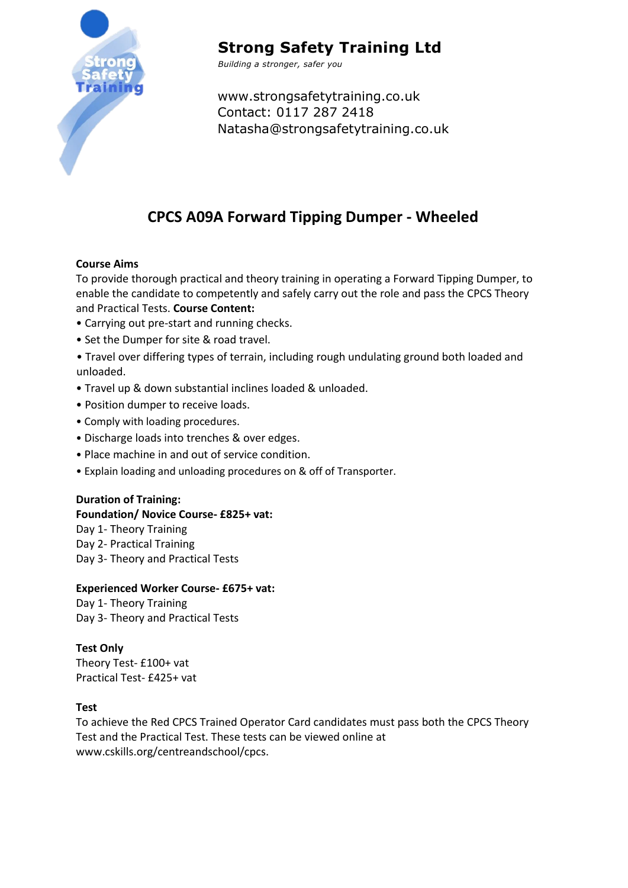# Strong Safety Training Ltd

*Building a stronger, safer you*

www.strongsafetytraining.co.uk
Contact: 0117 287 2418
Natasha@strongsafetytraining.co.uk

## CPCS A09A Forward Tipping Dumper - Wheeled

**Course Aims**

To provide thorough practical and theory training in operating a Forward Tipping Dumper, to enable the candidate to competently and safely carry out the role and pass the CPCS Theory and Practical Tests. **Course Content:**

- Carrying out pre-start and running checks.
- Set the Dumper for site & road travel.
- Travel over differing types of terrain, including rough undulating ground both loaded and unloaded.
- Travel up & down substantial inclines loaded & unloaded.
- Position dumper to receive loads.
- Comply with loading procedures.
- Discharge loads into trenches & over edges.
- Place machine in and out of service condition.
- Explain loading and unloading procedures on & off of Transporter.

**Duration of Training:**

**Foundation/ Novice Course- £825+ vat:**

Day 1- Theory Training
Day 2- Practical Training
Day 3- Theory and Practical Tests

**Experienced Worker Course- £675+ vat:**

Day 1- Theory Training
Day 3- Theory and Practical Tests

**Test Only**

Theory Test- £100+ vat
Practical Test- £425+ vat

**Test**

To achieve the Red CPCS Trained Operator Card candidates must pass both the CPCS Theory Test and the Practical Test. These tests can be viewed online at www.cskills.org/centreandschool/cpcs.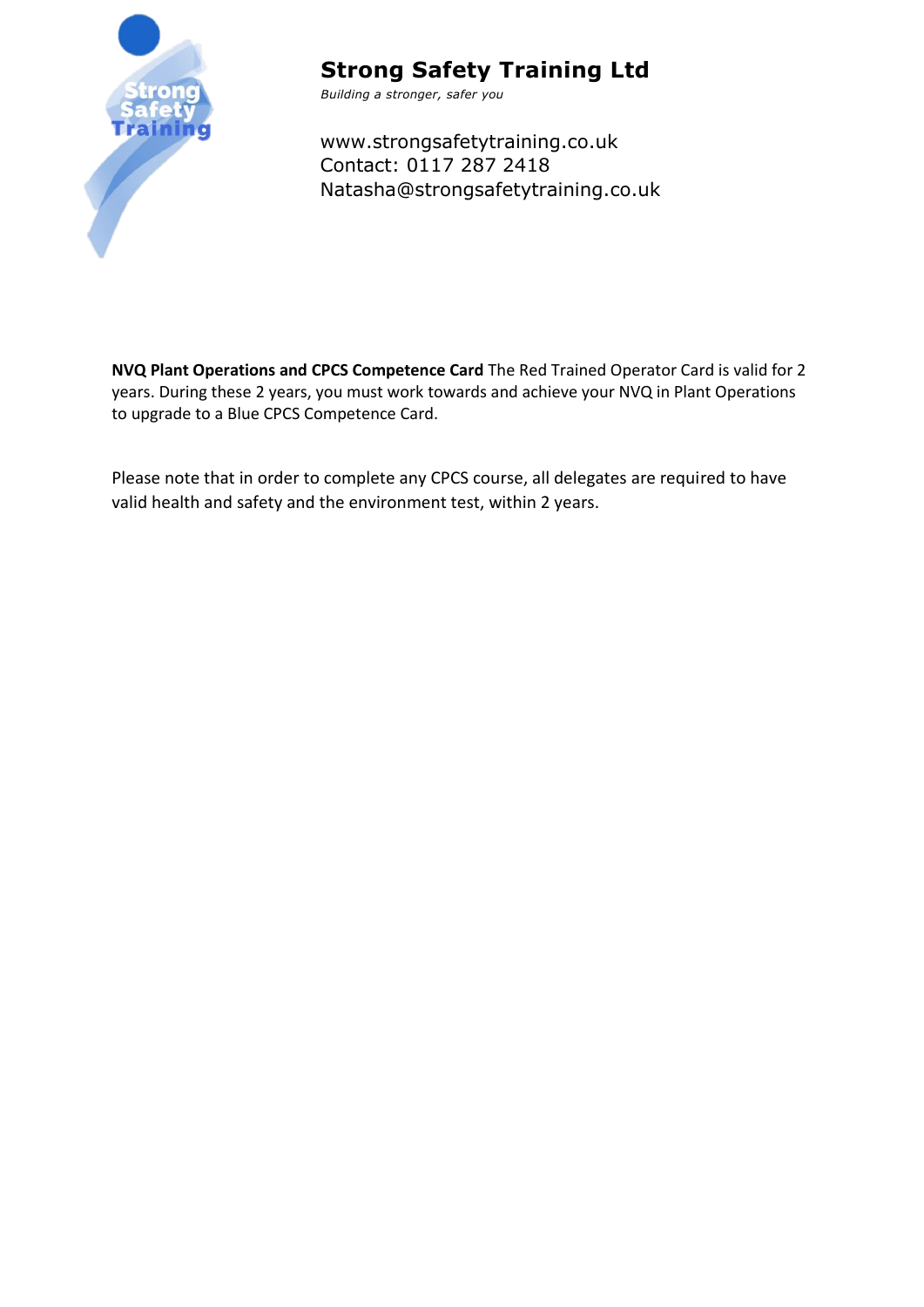# Strong Safety Training Ltd

*Building a stronger, safer you*

www.strongsafetytraining.co.uk
Contact: 0117 287 2418
Natasha@strongsafetytraining.co.uk

**NVQ Plant Operations and CPCS Competence Card** The Red Trained Operator Card is valid for 2 years. During these 2 years, you must work towards and achieve your NVQ in Plant Operations to upgrade to a Blue CPCS Competence Card.

Please note that in order to complete any CPCS course, all delegates are required to have valid health and safety and the environment test, within 2 years.